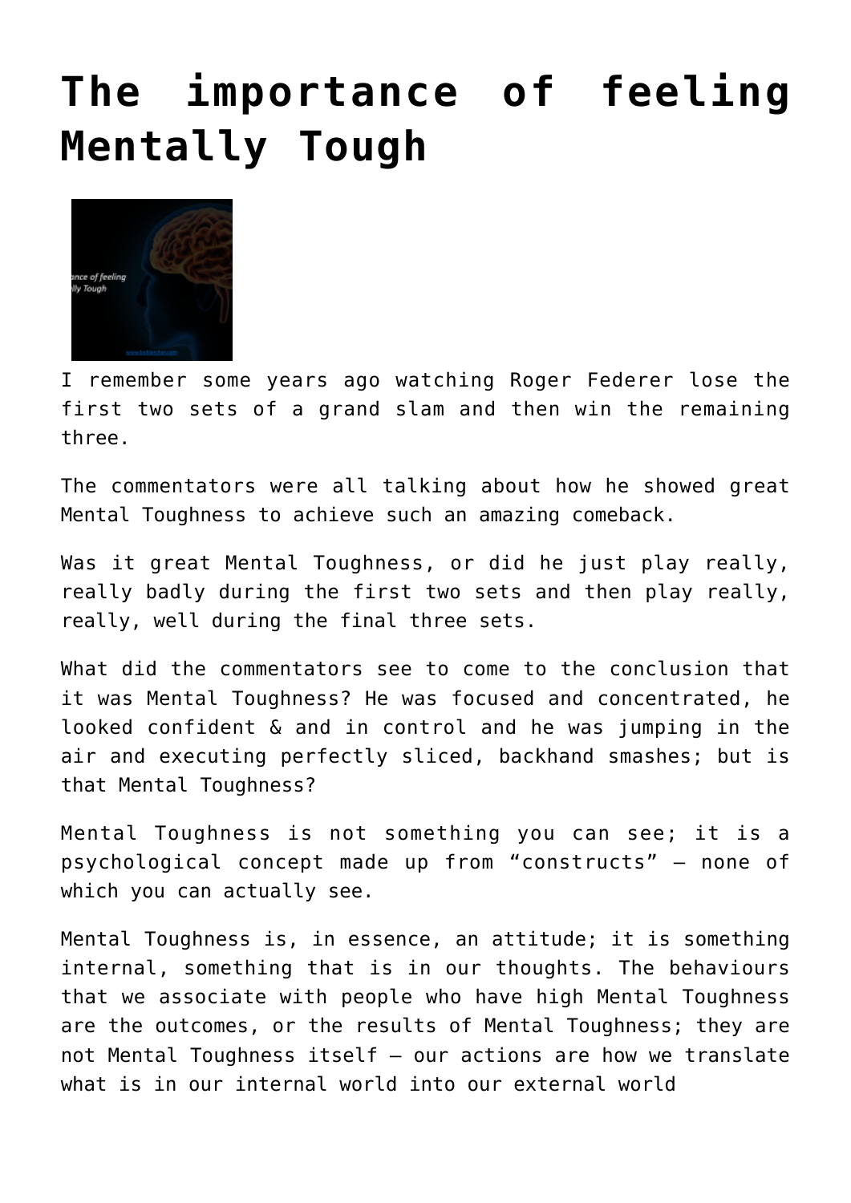# The importance of feeling Mentally Tough

I remember some years ago watching Roger Federer lose the first two sets of a grand slam and then win the remaining three.

The commentators were all talking about how he showed great Mental Toughness to achieve such an amazing comeback.

Was it great Mental Toughness, or did he just play really, really badly during the first two sets and then play really, really, well during the final three sets.

What did the commentators see to come to the conclusion that it was Mental Toughness? He was focused and concentrated, he looked confident & and in control and he was jumping in the air and executing perfectly sliced, backhand smashes; but is that Mental Toughness?

Mental Toughness is not something you can see; it is a psychological concept made up from "constructs" – none of which you can actually see.

Mental Toughness is, in essence, an attitude; it is something internal, something that is in our thoughts. The behaviours that we associate with people who have high Mental Toughness are the outcomes, or the results of Mental Toughness; they are not Mental Toughness itself – our actions are how we translate what is in our internal world into our external world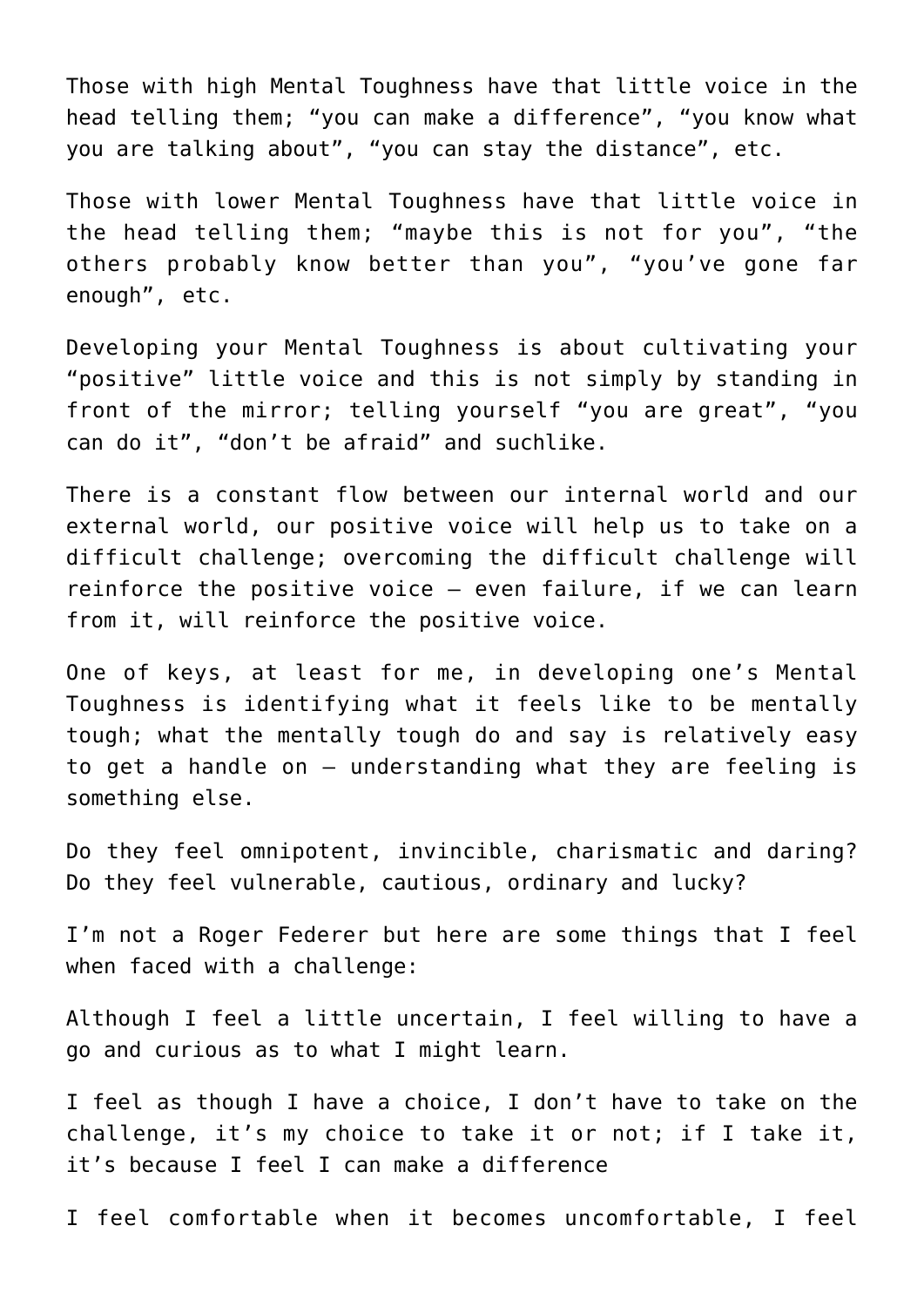Those with high Mental Toughness have that little voice in the head telling them; “you can make a difference”, “you know what you are talking about”, “you can stay the distance”, etc.

Those with lower Mental Toughness have that little voice in the head telling them; “maybe this is not for you”, “the others probably know better than you”, “you’ve gone far enough”, etc.

Developing your Mental Toughness is about cultivating your “positive” little voice and this is not simply by standing in front of the mirror; telling yourself “you are great”, “you can do it”, “don’t be afraid” and suchlike.

There is a constant flow between our internal world and our external world, our positive voice will help us to take on a difficult challenge; overcoming the difficult challenge will reinforce the positive voice – even failure, if we can learn from it, will reinforce the positive voice.

One of keys, at least for me, in developing one’s Mental Toughness is identifying what it feels like to be mentally tough; what the mentally tough do and say is relatively easy to get a handle on – understanding what they are feeling is something else.

Do they feel omnipotent, invincible, charismatic and daring? Do they feel vulnerable, cautious, ordinary and lucky?

I’m not a Roger Federer but here are some things that I feel when faced with a challenge:

Although I feel a little uncertain, I feel willing to have a go and curious as to what I might learn.

I feel as though I have a choice, I don’t have to take on the challenge, it’s my choice to take it or not; if I take it, it’s because I feel I can make a difference

I feel comfortable when it becomes uncomfortable, I feel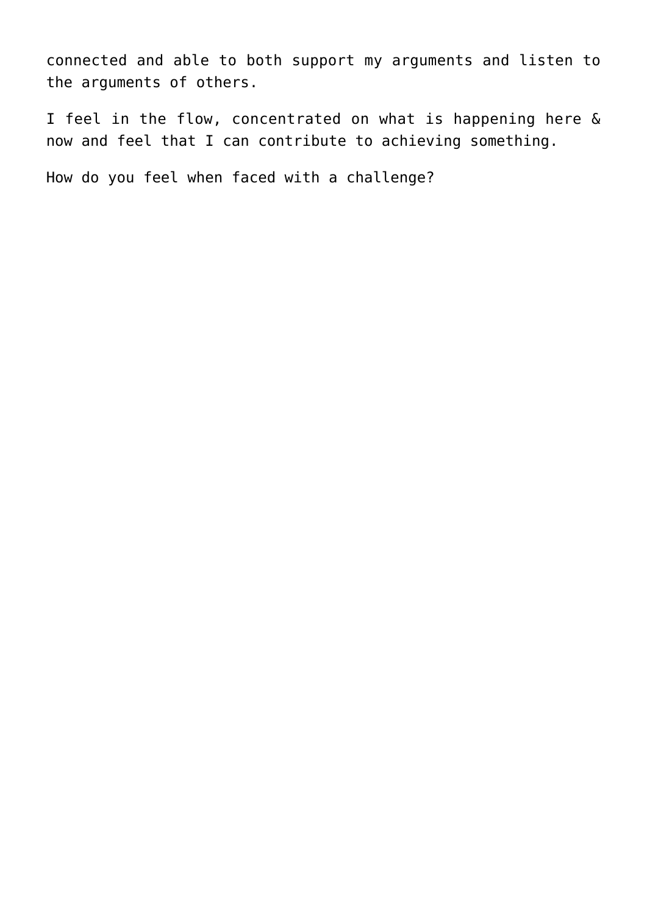connected and able to both support my arguments and listen to the arguments of others.

I feel in the flow, concentrated on what is happening here & now and feel that I can contribute to achieving something.

How do you feel when faced with a challenge?